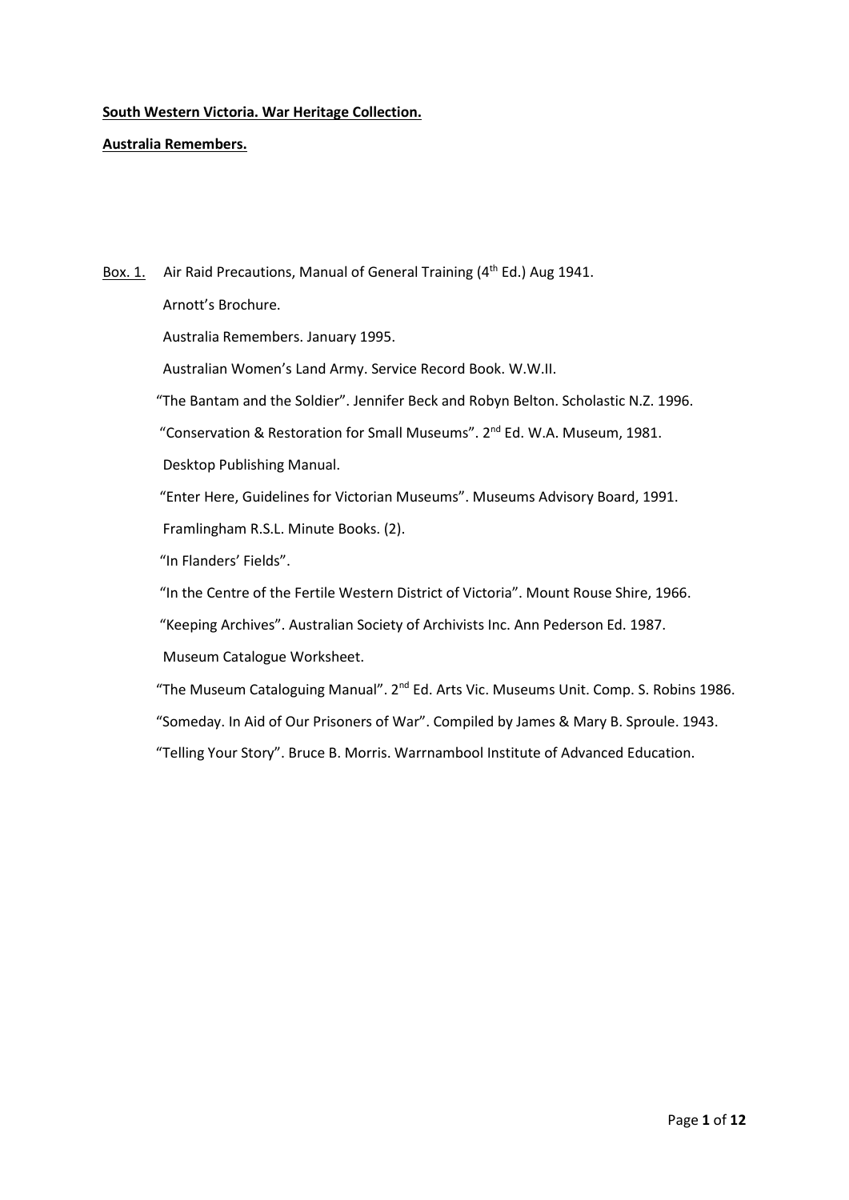**<u>South Western Victoria. War Heritage Collection.</u>**

**<u>Australia Remembers.</u>**

<u>Box. 1.</u> Air Raid Precautions, Manual of General Training (4th Ed.) Aug 1941.

Arnott's Brochure.

Australia Remembers. January 1995.

Australian Women's Land Army. Service Record Book. W.W.II.

"The Bantam and the Soldier". Jennifer Beck and Robyn Belton. Scholastic N.Z. 1996.

"Conservation & Restoration for Small Museums". 2nd Ed. W.A. Museum, 1981.

Desktop Publishing Manual.

"Enter Here, Guidelines for Victorian Museums". Museums Advisory Board, 1991.

Framlingham R.S.L. Minute Books. (2).

"In Flanders' Fields".

"In the Centre of the Fertile Western District of Victoria". Mount Rouse Shire, 1966.

"Keeping Archives". Australian Society of Archivists Inc. Ann Pederson Ed. 1987.

Museum Catalogue Worksheet.

"The Museum Cataloguing Manual". 2nd Ed. Arts Vic. Museums Unit. Comp. S. Robins 1986.

"Someday. In Aid of Our Prisoners of War". Compiled by James & Mary B. Sproule. 1943.

"Telling Your Story". Bruce B. Morris. Warrnambool Institute of Advanced Education.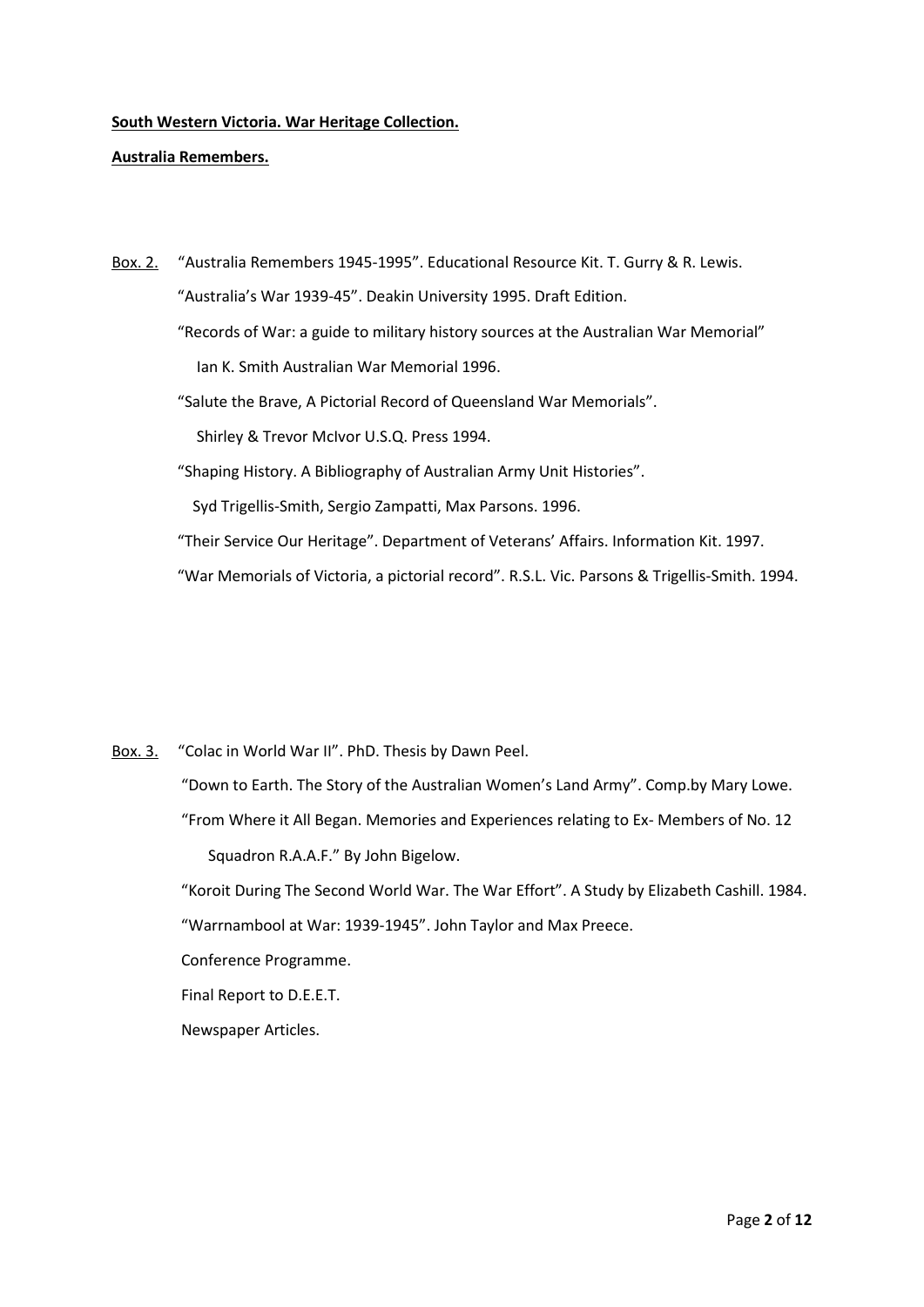**South Western Victoria. War Heritage Collection.**

**Australia Remembers.**

Box. 2. "Australia Remembers 1945-1995". Educational Resource Kit. T. Gurry & R. Lewis.

"Australia's War 1939-45". Deakin University 1995. Draft Edition.

"Records of War: a guide to military history sources at the Australian War Memorial" Ian K. Smith Australian War Memorial 1996.

"Salute the Brave, A Pictorial Record of Queensland War Memorials". Shirley & Trevor McIvor U.S.Q. Press 1994.

"Shaping History. A Bibliography of Australian Army Unit Histories". Syd Trigellis-Smith, Sergio Zampatti, Max Parsons. 1996.

"Their Service Our Heritage". Department of Veterans' Affairs. Information Kit. 1997.

"War Memorials of Victoria, a pictorial record". R.S.L. Vic. Parsons & Trigellis-Smith. 1994.

Box. 3. "Colac in World War II". PhD. Thesis by Dawn Peel.

"Down to Earth. The Story of the Australian Women's Land Army". Comp.by Mary Lowe.

"From Where it All Began. Memories and Experiences relating to Ex- Members of No. 12 Squadron R.A.A.F." By John Bigelow.

"Koroit During The Second World War. The War Effort". A Study by Elizabeth Cashill. 1984.

"Warrnambool at War: 1939-1945". John Taylor and Max Preece.

Conference Programme.

Final Report to D.E.E.T.

Newspaper Articles.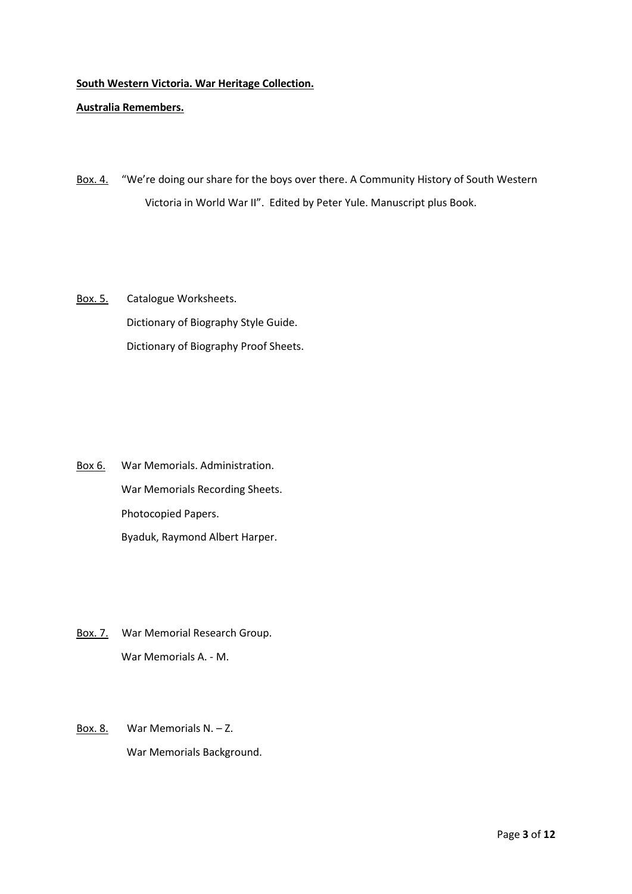**South Western Victoria. War Heritage Collection.**

**Australia Remembers.**

Box. 4. "We're doing our share for the boys over there. A Community History of South Western Victoria in World War II". Edited by Peter Yule. Manuscript plus Book.

Box. 5. Catalogue Worksheets.
Dictionary of Biography Style Guide.
Dictionary of Biography Proof Sheets.

Box 6. War Memorials. Administration.
War Memorials Recording Sheets.
Photocopied Papers.
Byaduk, Raymond Albert Harper.

Box. 7. War Memorial Research Group.
War Memorials A. - M.

Box. 8. War Memorials N. – Z.
War Memorials Background.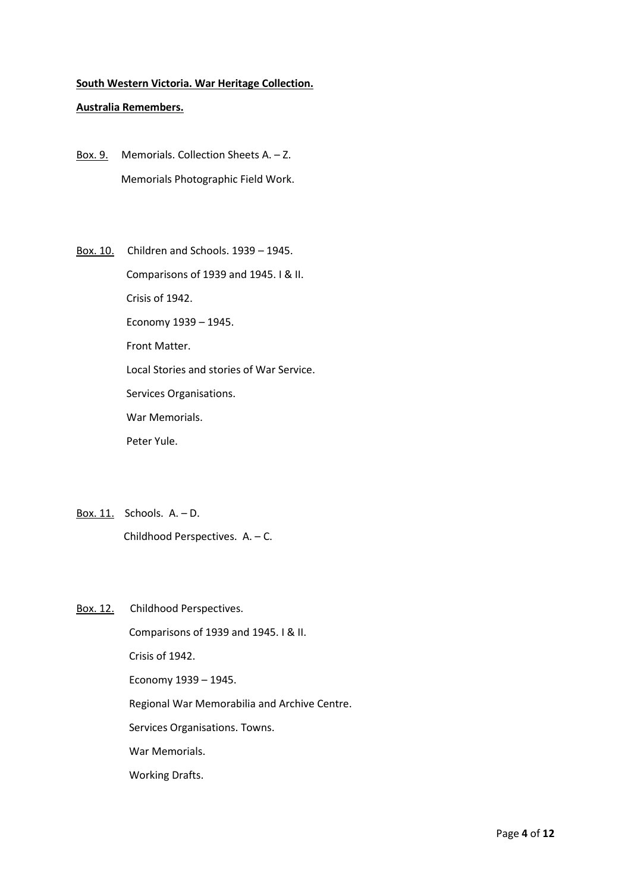**<u>South Western Victoria. War Heritage Collection.</u>**

**<u>Australia Remembers.</u>**

<u>Box. 9.</u> Memorials. Collection Sheets A. – Z.

Memorials Photographic Field Work.

<u>Box. 10.</u> Children and Schools. 1939 – 1945.

Comparisons of 1939 and 1945. I & II.

Crisis of 1942.

Economy 1939 – 1945.

Front Matter.

Local Stories and stories of War Service.

Services Organisations.

War Memorials.

Peter Yule.

<u>Box. 11.</u> Schools. A. – D.

Childhood Perspectives. A. – C.

<u>Box. 12.</u> Childhood Perspectives.

Comparisons of 1939 and 1945. I & II.

Crisis of 1942.

Economy 1939 – 1945.

Regional War Memorabilia and Archive Centre.

Services Organisations. Towns.

War Memorials.

Working Drafts.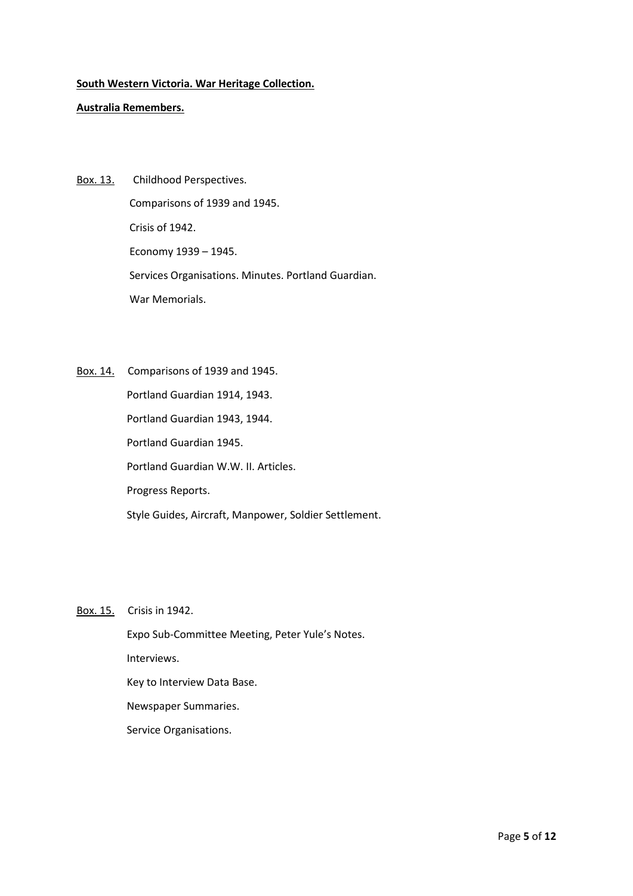**South Western Victoria. War Heritage Collection.**

**Australia Remembers.**

Box. 13. Childhood Perspectives.

Comparisons of 1939 and 1945.

Crisis of 1942.

Economy 1939 – 1945.

Services Organisations. Minutes. Portland Guardian.

War Memorials.

Box. 14. Comparisons of 1939 and 1945.

Portland Guardian 1914, 1943.

Portland Guardian 1943, 1944.

Portland Guardian 1945.

Portland Guardian W.W. II. Articles.

Progress Reports.

Style Guides, Aircraft, Manpower, Soldier Settlement.

Box. 15. Crisis in 1942.

Expo Sub-Committee Meeting, Peter Yule's Notes.

Interviews.

Key to Interview Data Base.

Newspaper Summaries.

Service Organisations.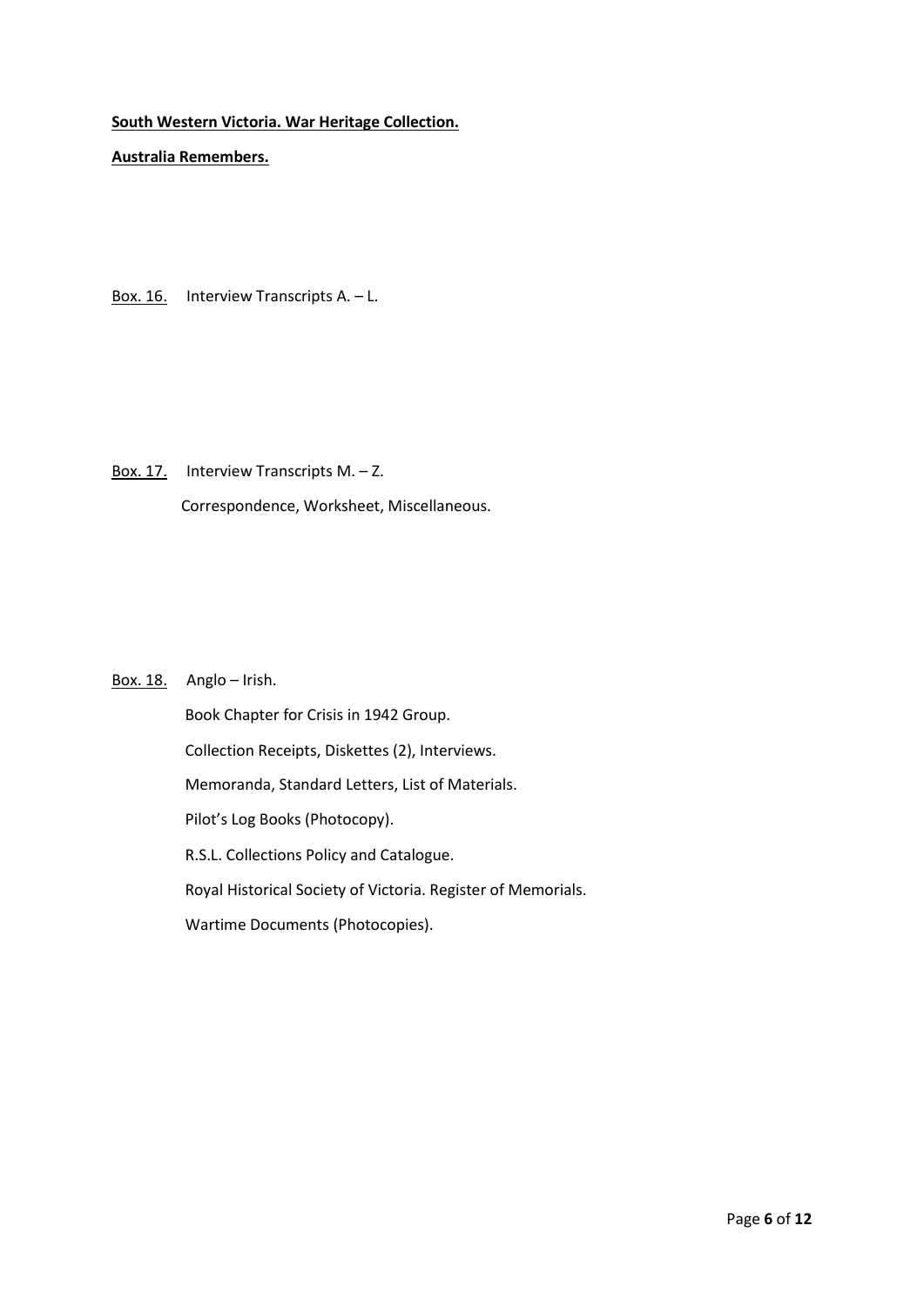**South Western Victoria. War Heritage Collection.**

**Australia Remembers.**

Box. 16. Interview Transcripts A. – L.

Box. 17. Interview Transcripts M. – Z.

Correspondence, Worksheet, Miscellaneous.

Box. 18. Anglo – Irish.

Book Chapter for Crisis in 1942 Group.

Collection Receipts, Diskettes (2), Interviews.

Memoranda, Standard Letters, List of Materials.

Pilot's Log Books (Photocopy).

R.S.L. Collections Policy and Catalogue.

Royal Historical Society of Victoria. Register of Memorials.

Wartime Documents (Photocopies).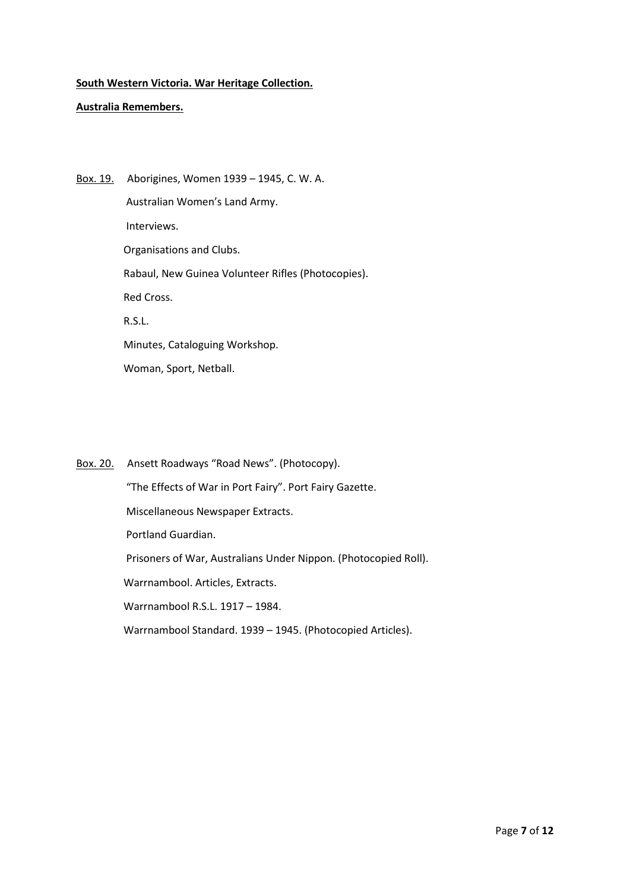**South Western Victoria. War Heritage Collection.**

**Australia Remembers.**

Box. 19. Aborigines, Women 1939 – 1945, C. W. A.

Australian Women's Land Army.

Interviews.

Organisations and Clubs.

Rabaul, New Guinea Volunteer Rifles (Photocopies).

Red Cross.

R.S.L.

Minutes, Cataloguing Workshop.

Woman, Sport, Netball.

Box. 20. Ansett Roadways "Road News". (Photocopy).

"The Effects of War in Port Fairy". Port Fairy Gazette.

Miscellaneous Newspaper Extracts.

Portland Guardian.

Prisoners of War, Australians Under Nippon. (Photocopied Roll).

Warrnambool. Articles, Extracts.

Warrnambool R.S.L. 1917 – 1984.

Warrnambool Standard. 1939 – 1945. (Photocopied Articles).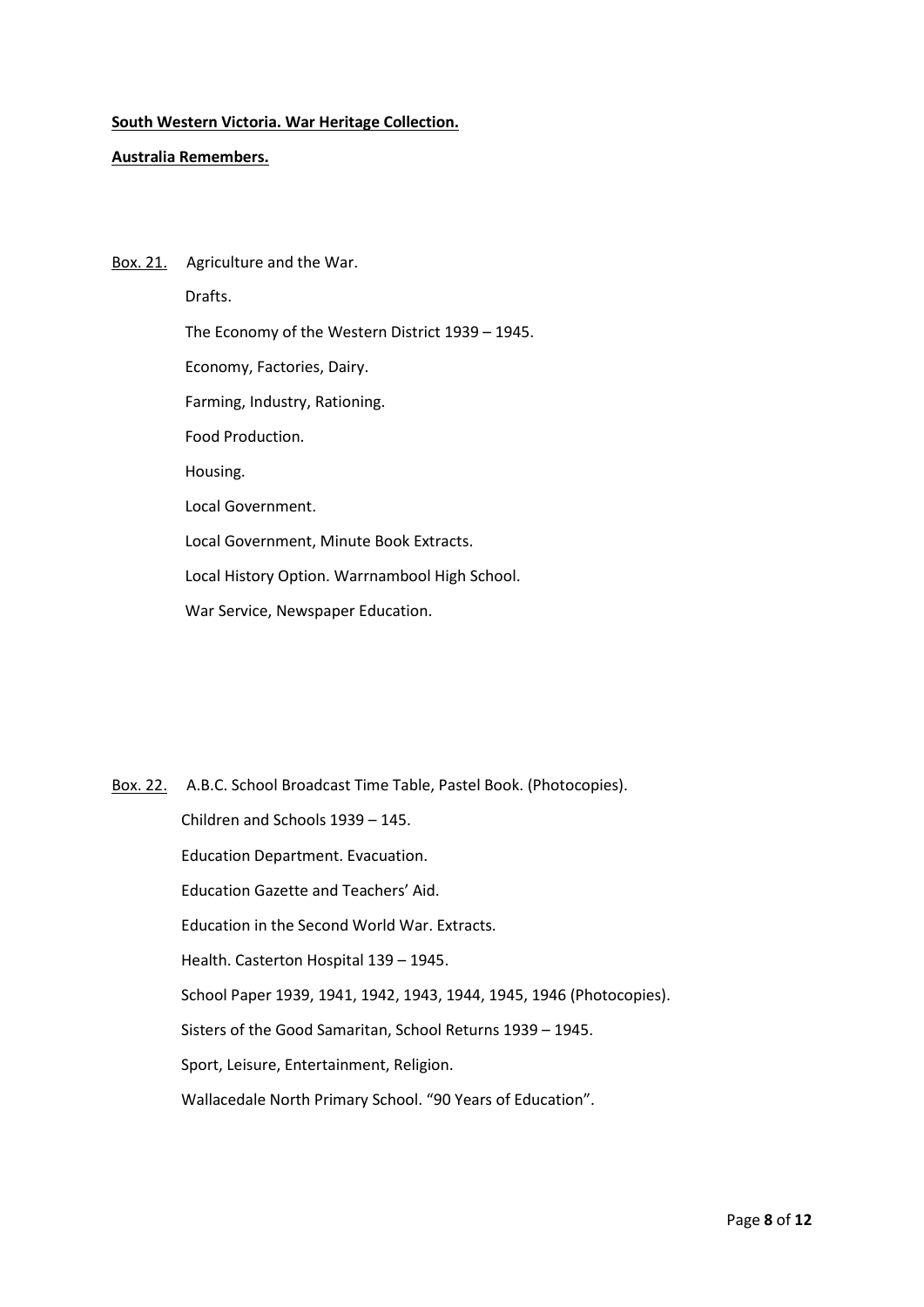**South Western Victoria. War Heritage Collection.**

**Australia Remembers.**

Box. 21. Agriculture and the War.

Drafts.

The Economy of the Western District 1939 – 1945.

Economy, Factories, Dairy.

Farming, Industry, Rationing.

Food Production.

Housing.

Local Government.

Local Government, Minute Book Extracts.

Local History Option. Warrnambool High School.

War Service, Newspaper Education.

Box. 22. A.B.C. School Broadcast Time Table, Pastel Book. (Photocopies).

Children and Schools 1939 – 145.

Education Department. Evacuation.

Education Gazette and Teachers' Aid.

Education in the Second World War. Extracts.

Health. Casterton Hospital 139 – 1945.

School Paper 1939, 1941, 1942, 1943, 1944, 1945, 1946 (Photocopies).

Sisters of the Good Samaritan, School Returns 1939 – 1945.

Sport, Leisure, Entertainment, Religion.

Wallacedale North Primary School. "90 Years of Education".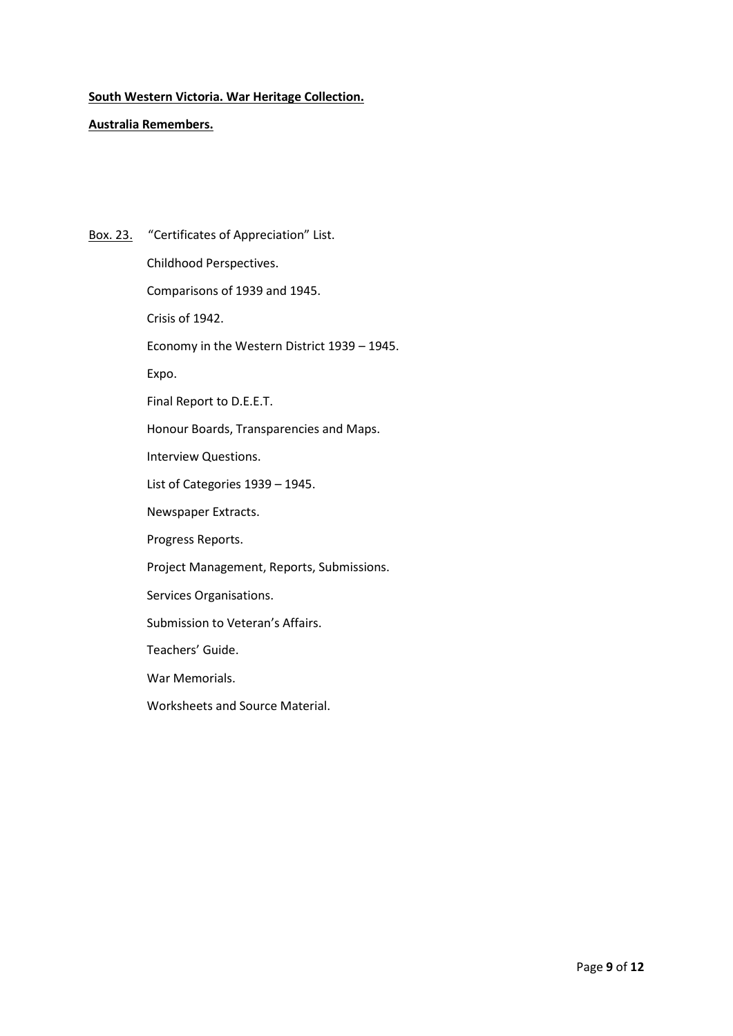**<u>South Western Victoria. War Heritage Collection.</u>**

**<u>Australia Remembers.</u>**

<u>Box. 23.</u> "Certificates of Appreciation" List.

Childhood Perspectives.

Comparisons of 1939 and 1945.

Crisis of 1942.

Economy in the Western District 1939 – 1945.

Expo.

Final Report to D.E.E.T.

Honour Boards, Transparencies and Maps.

Interview Questions.

List of Categories 1939 – 1945.

Newspaper Extracts.

Progress Reports.

Project Management, Reports, Submissions.

Services Organisations.

Submission to Veteran's Affairs.

Teachers' Guide.

War Memorials.

Worksheets and Source Material.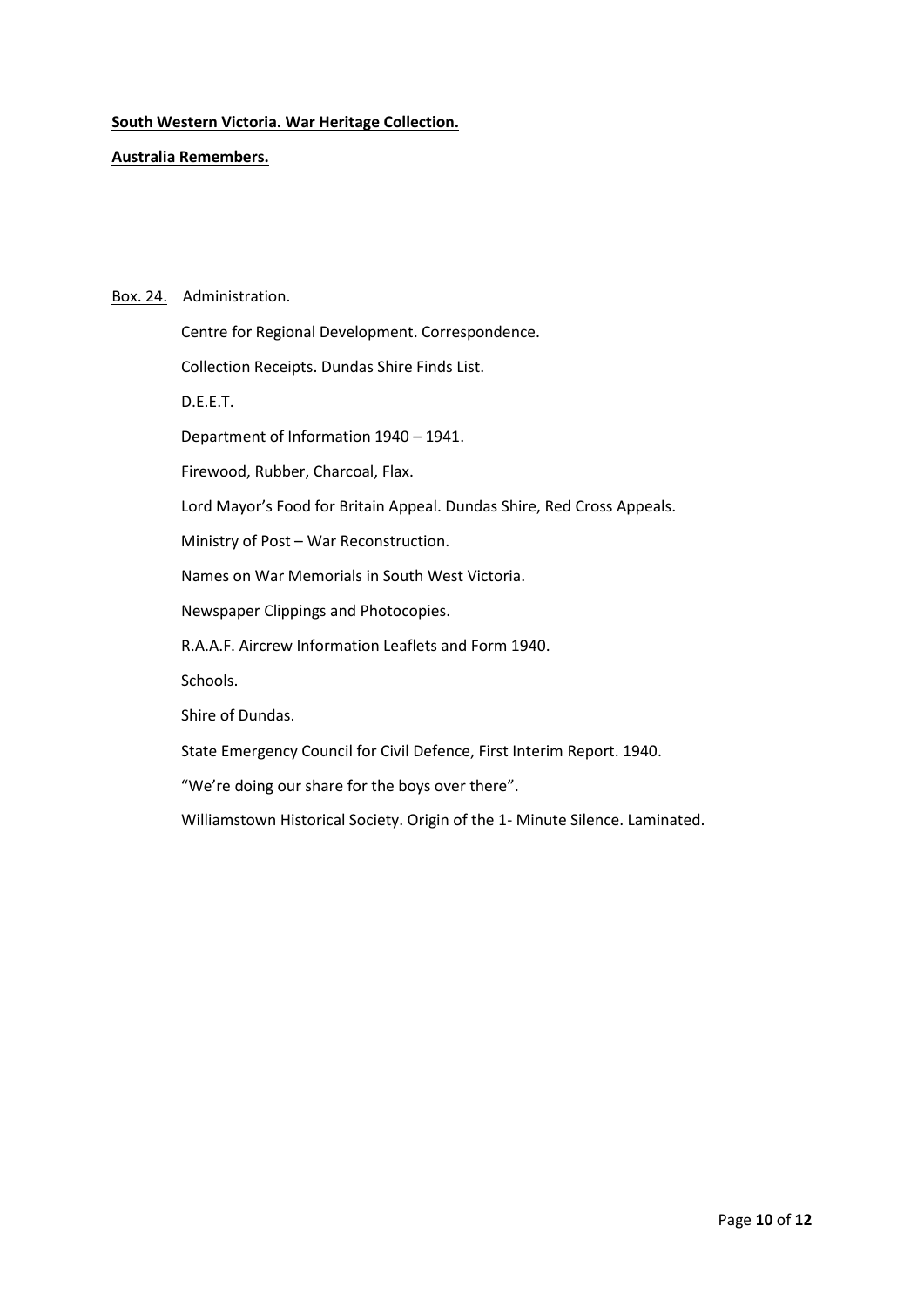**South Western Victoria. War Heritage Collection.**

**Australia Remembers.**

Box. 24. Administration.

Centre for Regional Development. Correspondence.

Collection Receipts. Dundas Shire Finds List.

D.E.E.T.

Department of Information 1940 – 1941.

Firewood, Rubber, Charcoal, Flax.

Lord Mayor's Food for Britain Appeal. Dundas Shire, Red Cross Appeals.

Ministry of Post – War Reconstruction.

Names on War Memorials in South West Victoria.

Newspaper Clippings and Photocopies.

R.A.A.F. Aircrew Information Leaflets and Form 1940.

Schools.

Shire of Dundas.

State Emergency Council for Civil Defence, First Interim Report. 1940.

"We're doing our share for the boys over there".

Williamstown Historical Society. Origin of the 1- Minute Silence. Laminated.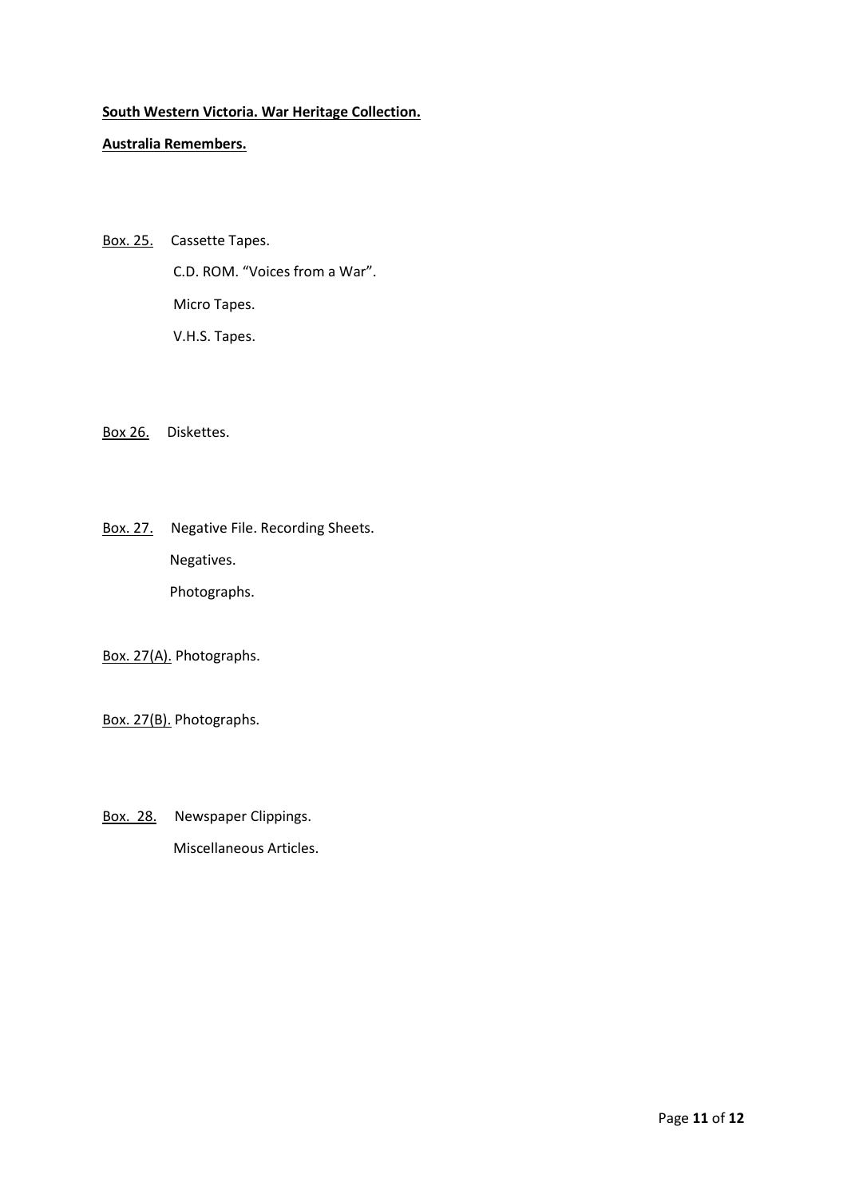**South Western Victoria. War Heritage Collection.**

**Australia Remembers.**

Box. 25. Cassette Tapes.
C.D. ROM. “Voices from a War”.
Micro Tapes.
V.H.S. Tapes.

Box 26. Diskettes.

Box. 27. Negative File. Recording Sheets.
Negatives.
Photographs.

Box. 27(A). Photographs.

Box. 27(B). Photographs.

Box. 28. Newspaper Clippings.
Miscellaneous Articles.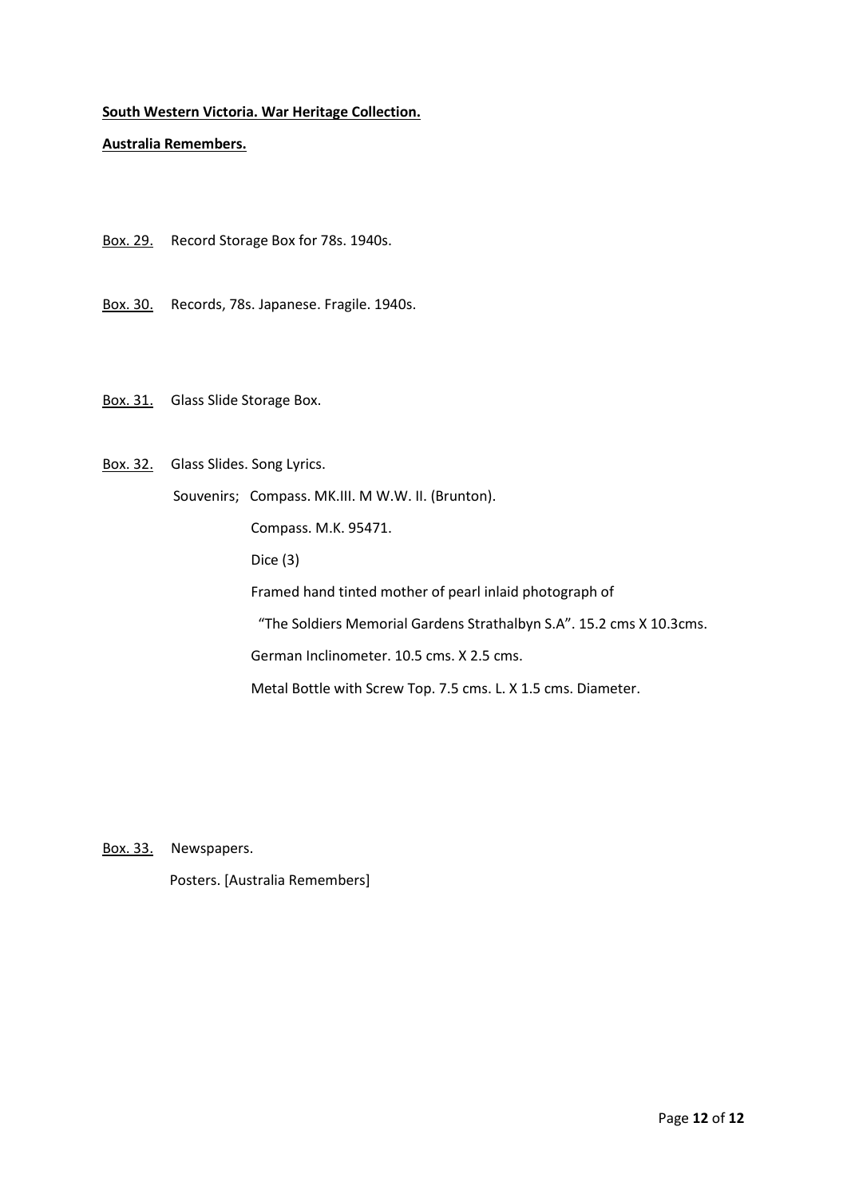**South Western Victoria. War Heritage Collection.**

**Australia Remembers.**

Box. 29. Record Storage Box for 78s. 1940s.

Box. 30. Records, 78s. Japanese. Fragile. 1940s.

Box. 31. Glass Slide Storage Box.

Box. 32. Glass Slides. Song Lyrics.

Souvenirs; Compass. MK.III. M W.W. II. (Brunton).

Compass. M.K. 95471.

Dice (3)

Framed hand tinted mother of pearl inlaid photograph of

"The Soldiers Memorial Gardens Strathalbyn S.A". 15.2 cms X 10.3cms.

German Inclinometer. 10.5 cms. X 2.5 cms.

Metal Bottle with Screw Top. 7.5 cms. L. X 1.5 cms. Diameter.

Box. 33. Newspapers.

Posters. [Australia Remembers]